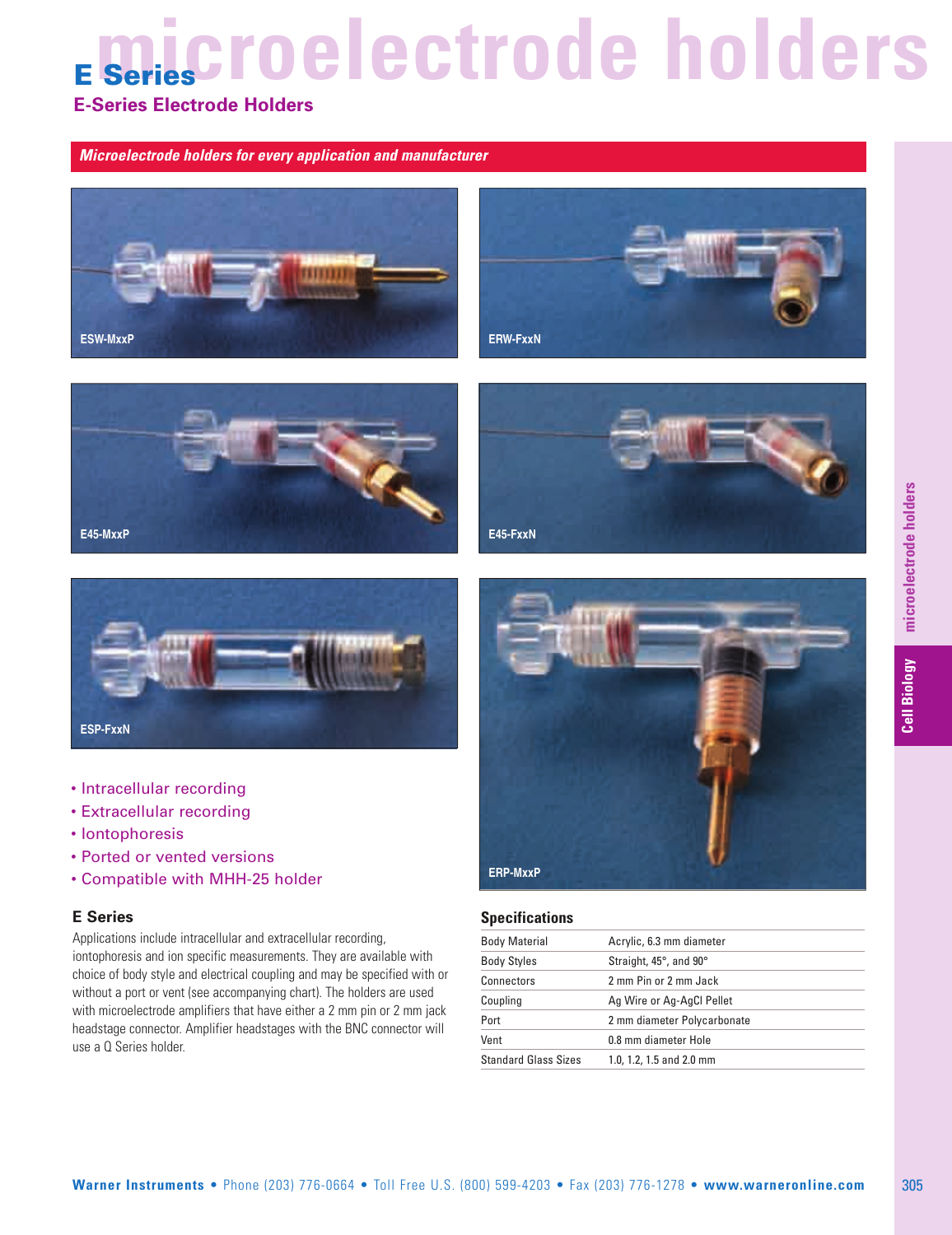# microelectrode holders

## E Series

### E-Series Electrode Holders

***Microelectrode holders for every application and manufacturer***

ESW-MxxP

ERW-FxxN

E45-MxxP

E45-FxxN

ESP-FxxN

ERP-MxxP

- Intracellular recording
- Extracellular recording
- Iontophoresis
- Ported or vented versions
- Compatible with MHH-25 holder

### E Series

Applications include intracellular and extracellular recording, iontophoresis and ion specific measurements. They are available with choice of body style and electrical coupling and may be specified with or without a port or vent (see accompanying chart). The holders are used with microelectrode amplifiers that have either a 2 mm pin or 2 mm jack headstage connector. Amplifier headstages with the BNC connector will use a Q Series holder.

### Specifications

| | |
|---|---|
| Body Material | Acrylic, 6.3 mm diameter |
| Body Styles | Straight, 45°, and 90° |
| Connectors | 2 mm Pin or 2 mm Jack |
| Coupling | Ag Wire or Ag-AgCl Pellet |
| Port | 2 mm diameter Polycarbonate |
| Vent | 0.8 mm diameter Hole |
| Standard Glass Sizes | 1.0, 1.2, 1.5 and 2.0 mm |

**Warner Instruments** • Phone (203) 776-0664 • Toll Free U.S. (800) 599-4203 • Fax (203) 776-1278 • **www.warneronline.com**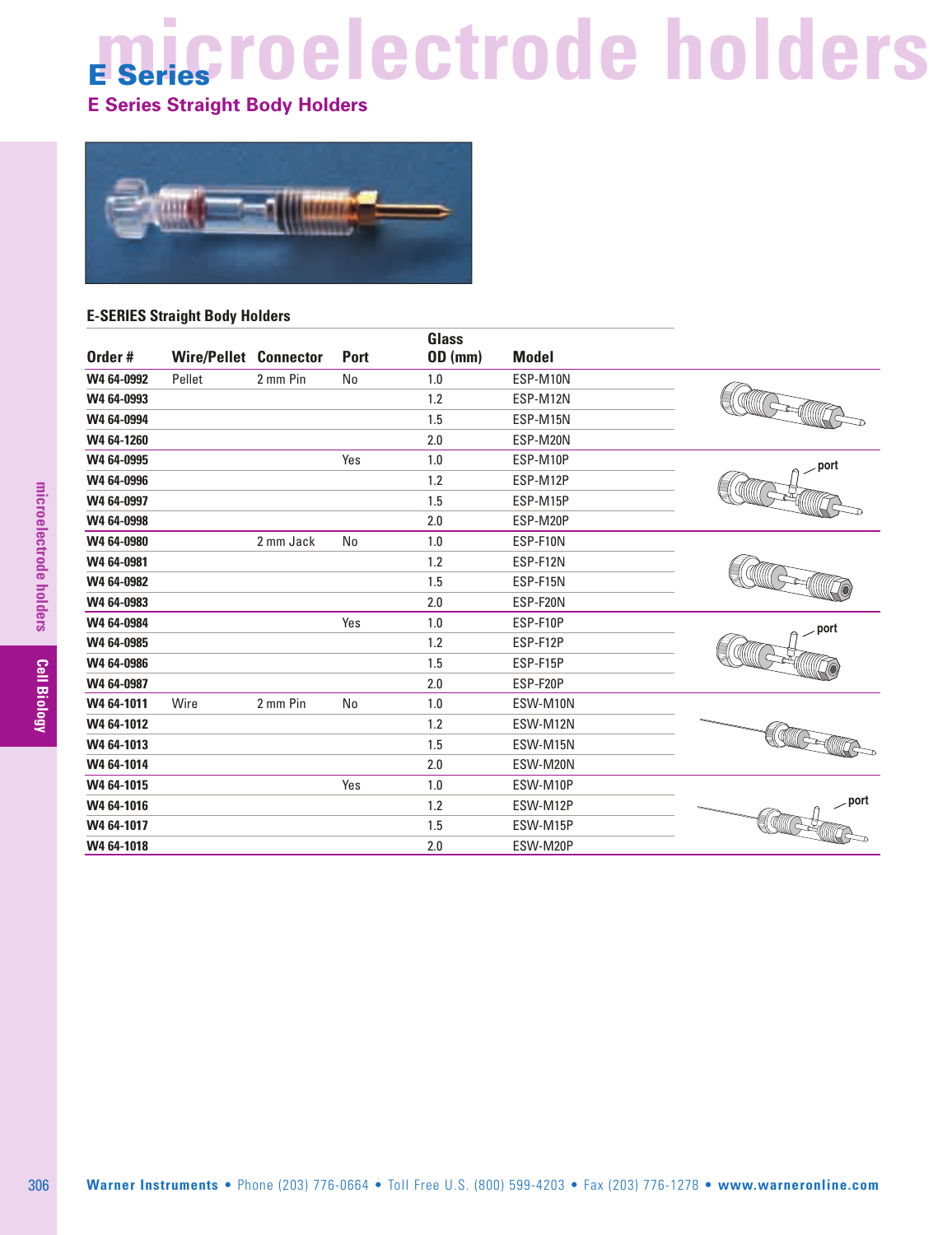# microelectrode holders

## E Series

### E Series Straight Body Holders

**E-SERIES Straight Body Holders**

| Order # | Wire/Pellet | Connector | Port | Glass OD (mm) | Model |
|---|---|---|---|---|---|
| W4 64-0992 | Pellet | 2 mm Pin | No | 1.0 | ESP-M10N |
| W4 64-0993 | | | | 1.2 | ESP-M12N |
| W4 64-0994 | | | | 1.5 | ESP-M15N |
| W4 64-1260 | | | | 2.0 | ESP-M20N |
| W4 64-0995 | | | Yes | 1.0 | ESP-M10P |
| W4 64-0996 | | | | 1.2 | ESP-M12P |
| W4 64-0997 | | | | 1.5 | ESP-M15P |
| W4 64-0998 | | | | 2.0 | ESP-M20P |
| W4 64-0980 | | 2 mm Jack | No | 1.0 | ESP-F10N |
| W4 64-0981 | | | | 1.2 | ESP-F12N |
| W4 64-0982 | | | | 1.5 | ESP-F15N |
| W4 64-0983 | | | | 2.0 | ESP-F20N |
| W4 64-0984 | | | Yes | 1.0 | ESP-F10P |
| W4 64-0985 | | | | 1.2 | ESP-F12P |
| W4 64-0986 | | | | 1.5 | ESP-F15P |
| W4 64-0987 | | | | 2.0 | ESP-F20P |
| W4 64-1011 | Wire | 2 mm Pin | No | 1.0 | ESW-M10N |
| W4 64-1012 | | | | 1.2 | ESW-M12N |
| W4 64-1013 | | | | 1.5 | ESW-M15N |
| W4 64-1014 | | | | 2.0 | ESW-M20N |
| W4 64-1015 | | | Yes | 1.0 | ESW-M10P |
| W4 64-1016 | | | | 1.2 | ESW-M12P |
| W4 64-1017 | | | | 1.5 | ESW-M15P |
| W4 64-1018 | | | | 2.0 | ESW-M20P |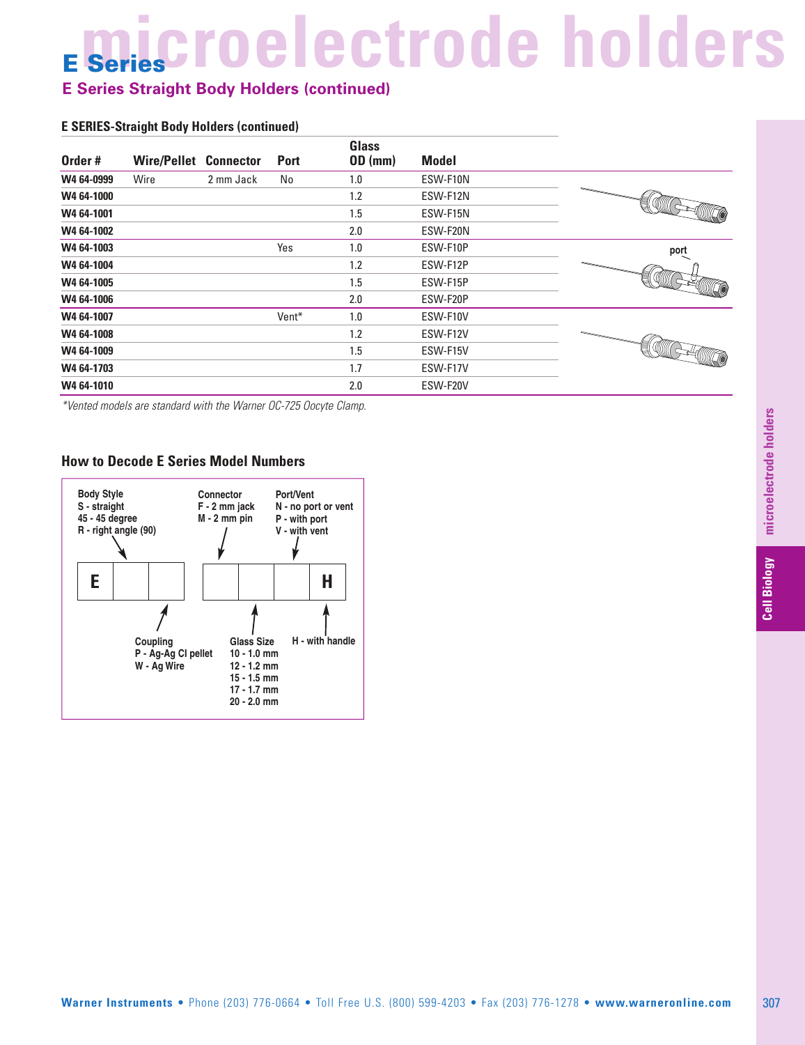# E Series microelectrode holders

## E Series Straight Body Holders (continued)

### E SERIES-Straight Body Holders (continued)

| Order # | Wire/Pellet | Connector | Port | Glass OD (mm) | Model |
|---|---|---|---|---|---|
| W4 64-0999 | Wire | 2 mm Jack | No | 1.0 | ESW-F10N |
| W4 64-1000 | | | | 1.2 | ESW-F12N |
| W4 64-1001 | | | | 1.5 | ESW-F15N |
| W4 64-1002 | | | | 2.0 | ESW-F20N |
| W4 64-1003 | | | Yes | 1.0 | ESW-F10P |
| W4 64-1004 | | | | 1.2 | ESW-F12P |
| W4 64-1005 | | | | 1.5 | ESW-F15P |
| W4 64-1006 | | | | 2.0 | ESW-F20P |
| W4 64-1007 | | | Vent* | 1.0 | ESW-F10V |
| W4 64-1008 | | | | 1.2 | ESW-F12V |
| W4 64-1009 | | | | 1.5 | ESW-F15V |
| W4 64-1703 | | | | 1.7 | ESW-F17V |
| W4 64-1010 | | | | 2.0 | ESW-F20V |

port

*Vented models are standard with the Warner OC-725 Oocyte Clamp.*

### How to Decode E Series Model Numbers

**Body Style**
S - straight
45 - 45 degree
R - right angle (90)

**Connector**
F - 2 mm jack
M - 2 mm pin

**Port/Vent**
N - no port or vent
P - with port
V - with vent

| E | | | | | | H |
|---|---|---|---|---|---|---|

**Coupling**
P - Ag-Ag Cl pellet
W - Ag Wire

**Glass Size**
10 - 1.0 mm
12 - 1.2 mm
15 - 1.5 mm
17 - 1.7 mm
20 - 2.0 mm

**H - with handle**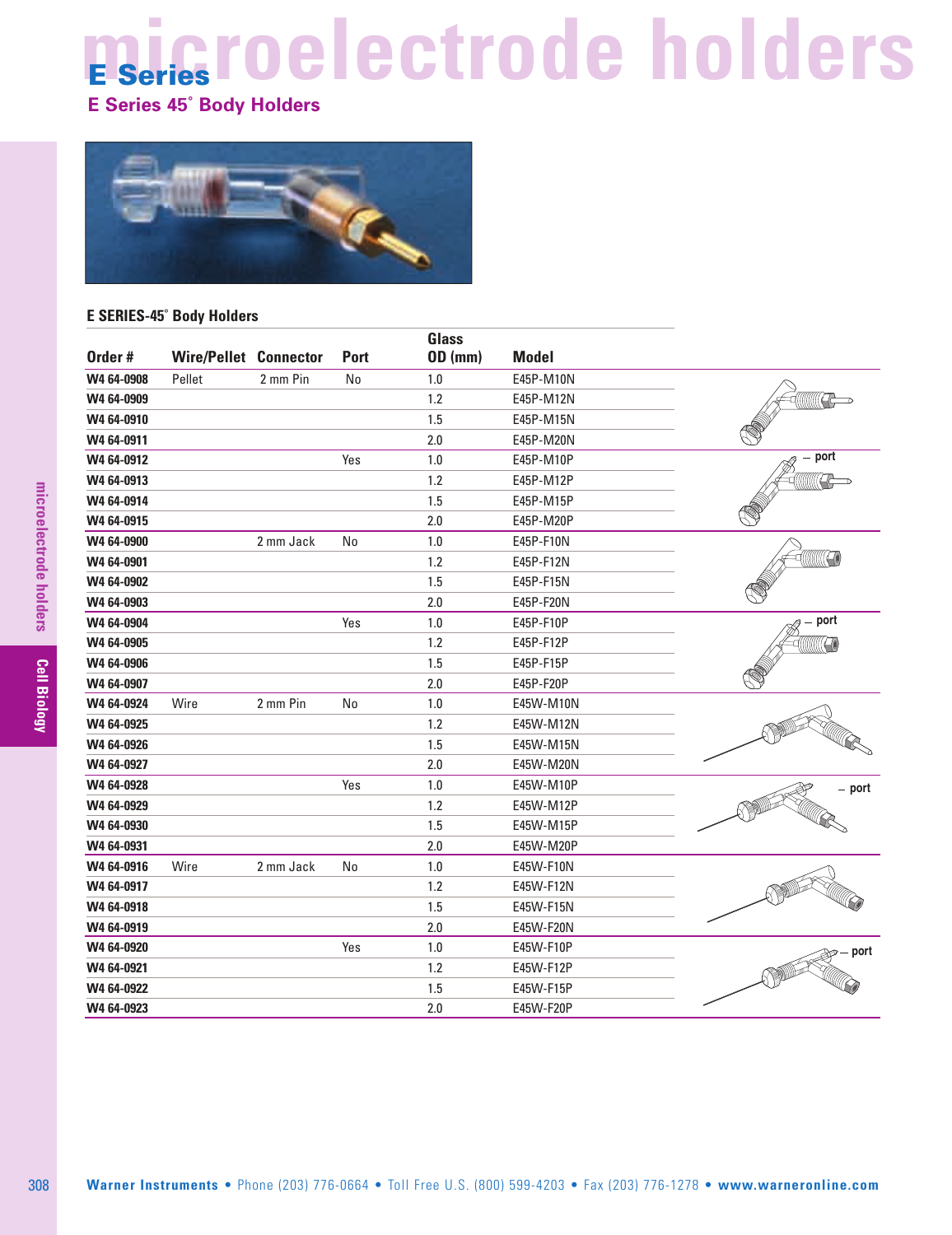# microelectrode holders

## E Series

### E Series 45° Body Holders

**E SERIES-45° Body Holders**

| Order # | Wire/Pellet | Connector | Port | Glass OD (mm) | Model |
|---|---|---|---|---|---|
| W4 64-0908 | Pellet | 2 mm Pin | No | 1.0 | E45P-M10N |
| W4 64-0909 | | | | 1.2 | E45P-M12N |
| W4 64-0910 | | | | 1.5 | E45P-M15N |
| W4 64-0911 | | | | 2.0 | E45P-M20N |
| W4 64-0912 | | | Yes | 1.0 | E45P-M10P |
| W4 64-0913 | | | | 1.2 | E45P-M12P |
| W4 64-0914 | | | | 1.5 | E45P-M15P |
| W4 64-0915 | | | | 2.0 | E45P-M20P |
| W4 64-0900 | | 2 mm Jack | No | 1.0 | E45P-F10N |
| W4 64-0901 | | | | 1.2 | E45P-F12N |
| W4 64-0902 | | | | 1.5 | E45P-F15N |
| W4 64-0903 | | | | 2.0 | E45P-F20N |
| W4 64-0904 | | | Yes | 1.0 | E45P-F10P |
| W4 64-0905 | | | | 1.2 | E45P-F12P |
| W4 64-0906 | | | | 1.5 | E45P-F15P |
| W4 64-0907 | | | | 2.0 | E45P-F20P |
| W4 64-0924 | Wire | 2 mm Pin | No | 1.0 | E45W-M10N |
| W4 64-0925 | | | | 1.2 | E45W-M12N |
| W4 64-0926 | | | | 1.5 | E45W-M15N |
| W4 64-0927 | | | | 2.0 | E45W-M20N |
| W4 64-0928 | | | Yes | 1.0 | E45W-M10P |
| W4 64-0929 | | | | 1.2 | E45W-M12P |
| W4 64-0930 | | | | 1.5 | E45W-M15P |
| W4 64-0931 | | | | 2.0 | E45W-M20P |
| W4 64-0916 | Wire | 2 mm Jack | No | 1.0 | E45W-F10N |
| W4 64-0917 | | | | 1.2 | E45W-F12N |
| W4 64-0918 | | | | 1.5 | E45W-F15N |
| W4 64-0919 | | | | 2.0 | E45W-F20N |
| W4 64-0920 | | | Yes | 1.0 | E45W-F10P |
| W4 64-0921 | | | | 1.2 | E45W-F12P |
| W4 64-0922 | | | | 1.5 | E45W-F15P |
| W4 64-0923 | | | | 2.0 | E45W-F20P |

**Warner Instruments** • Phone (203) 776-0664 • Toll Free U.S. (800) 599-4203 • Fax (203) 776-1278 • **www.warneronline.com**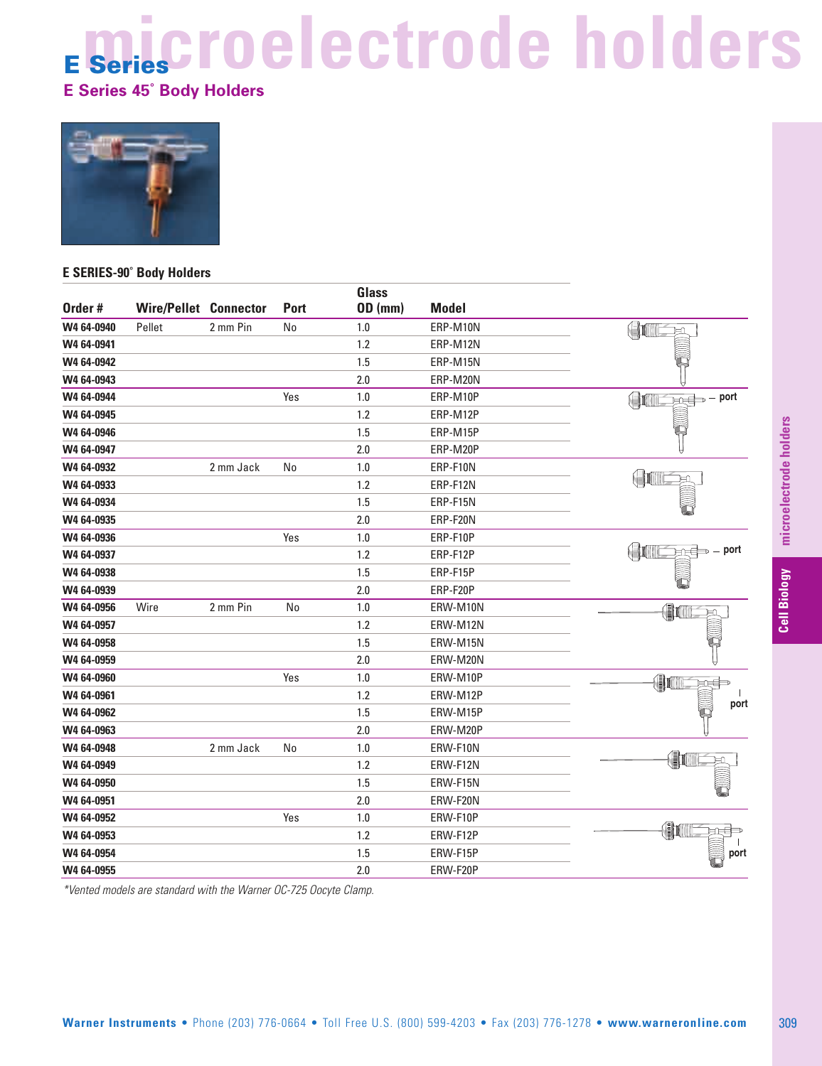# microelectrode holders

## E Series

### E Series 45˚ Body Holders

### E SERIES-90˚ Body Holders

| Order # | Wire/Pellet | Connector | Port | Glass OD (mm) | Model |
|---|---|---|---|---|---|
| W4 64-0940 | Pellet | 2 mm Pin | No | 1.0 | ERP-M10N |
| W4 64-0941 | | | | 1.2 | ERP-M12N |
| W4 64-0942 | | | | 1.5 | ERP-M15N |
| W4 64-0943 | | | | 2.0 | ERP-M20N |
| W4 64-0944 | | | Yes | 1.0 | ERP-M10P |
| W4 64-0945 | | | | 1.2 | ERP-M12P |
| W4 64-0946 | | | | 1.5 | ERP-M15P |
| W4 64-0947 | | | | 2.0 | ERP-M20P |
| W4 64-0932 | | 2 mm Jack | No | 1.0 | ERP-F10N |
| W4 64-0933 | | | | 1.2 | ERP-F12N |
| W4 64-0934 | | | | 1.5 | ERP-F15N |
| W4 64-0935 | | | | 2.0 | ERP-F20N |
| W4 64-0936 | | | Yes | 1.0 | ERP-F10P |
| W4 64-0937 | | | | 1.2 | ERP-F12P |
| W4 64-0938 | | | | 1.5 | ERP-F15P |
| W4 64-0939 | | | | 2.0 | ERP-F20P |
| W4 64-0956 | Wire | 2 mm Pin | No | 1.0 | ERW-M10N |
| W4 64-0957 | | | | 1.2 | ERW-M12N |
| W4 64-0958 | | | | 1.5 | ERW-M15N |
| W4 64-0959 | | | | 2.0 | ERW-M20N |
| W4 64-0960 | | | Yes | 1.0 | ERW-M10P |
| W4 64-0961 | | | | 1.2 | ERW-M12P |
| W4 64-0962 | | | | 1.5 | ERW-M15P |
| W4 64-0963 | | | | 2.0 | ERW-M20P |
| W4 64-0948 | | 2 mm Jack | No | 1.0 | ERW-F10N |
| W4 64-0949 | | | | 1.2 | ERW-F12N |
| W4 64-0950 | | | | 1.5 | ERW-F15N |
| W4 64-0951 | | | | 2.0 | ERW-F20N |
| W4 64-0952 | | | Yes | 1.0 | ERW-F10P |
| W4 64-0953 | | | | 1.2 | ERW-F12P |
| W4 64-0954 | | | | 1.5 | ERW-F15P |
| W4 64-0955 | | | | 2.0 | ERW-F20P |

*Vented models are standard with the Warner OC-725 Oocyte Clamp.*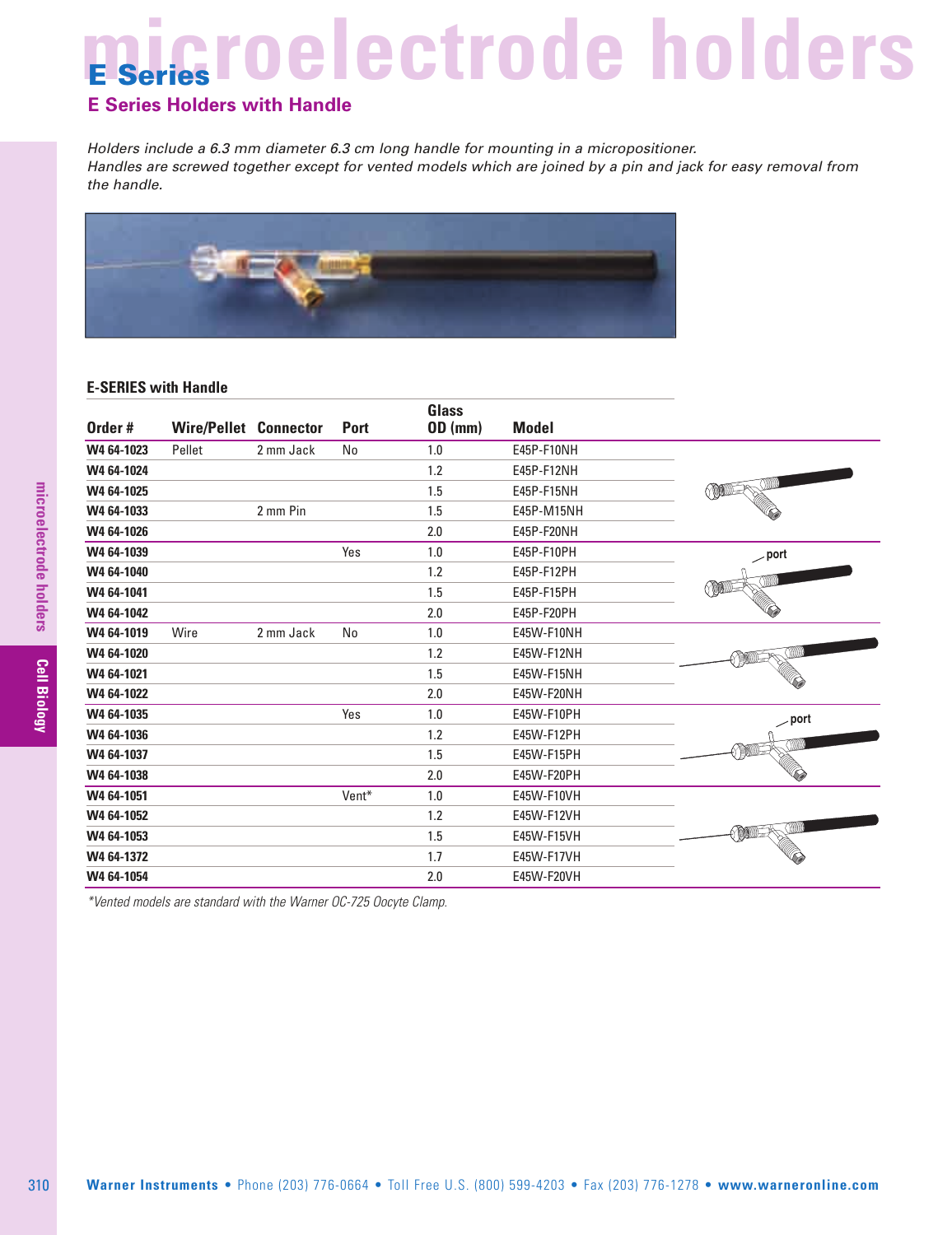# microelectrode holders

## E Series

### E Series Holders with Handle

*Holders include a 6.3 mm diameter 6.3 cm long handle for mounting in a micropositioner. Handles are screwed together except for vented models which are joined by a pin and jack for easy removal from the handle.*

**E-SERIES with Handle**

| Order # | Wire/Pellet | Connector | Port | Glass OD (mm) | Model |
|---|---|---|---|---|---|
| W4 64-1023 | Pellet | 2 mm Jack | No | 1.0 | E45P-F10NH |
| W4 64-1024 | | | | 1.2 | E45P-F12NH |
| W4 64-1025 | | | | 1.5 | E45P-F15NH |
| W4 64-1033 | | 2 mm Pin | | 1.5 | E45P-M15NH |
| W4 64-1026 | | | | 2.0 | E45P-F20NH |
| W4 64-1039 | | | Yes | 1.0 | E45P-F10PH |
| W4 64-1040 | | | | 1.2 | E45P-F12PH |
| W4 64-1041 | | | | 1.5 | E45P-F15PH |
| W4 64-1042 | | | | 2.0 | E45P-F20PH |
| W4 64-1019 | Wire | 2 mm Jack | No | 1.0 | E45W-F10NH |
| W4 64-1020 | | | | 1.2 | E45W-F12NH |
| W4 64-1021 | | | | 1.5 | E45W-F15NH |
| W4 64-1022 | | | | 2.0 | E45W-F20NH |
| W4 64-1035 | | | Yes | 1.0 | E45W-F10PH |
| W4 64-1036 | | | | 1.2 | E45W-F12PH |
| W4 64-1037 | | | | 1.5 | E45W-F15PH |
| W4 64-1038 | | | | 2.0 | E45W-F20PH |
| W4 64-1051 | | | Vent* | 1.0 | E45W-F10VH |
| W4 64-1052 | | | | 1.2 | E45W-F12VH |
| W4 64-1053 | | | | 1.5 | E45W-F15VH |
| W4 64-1372 | | | | 1.7 | E45W-F17VH |
| W4 64-1054 | | | | 2.0 | E45W-F20VH |

port

port

*\*Vented models are standard with the Warner OC-725 Oocyte Clamp.*

**Warner Instruments** • Phone (203) 776-0664 • Toll Free U.S. (800) 599-4203 • Fax (203) 776-1278 • **www.warneronline.com**